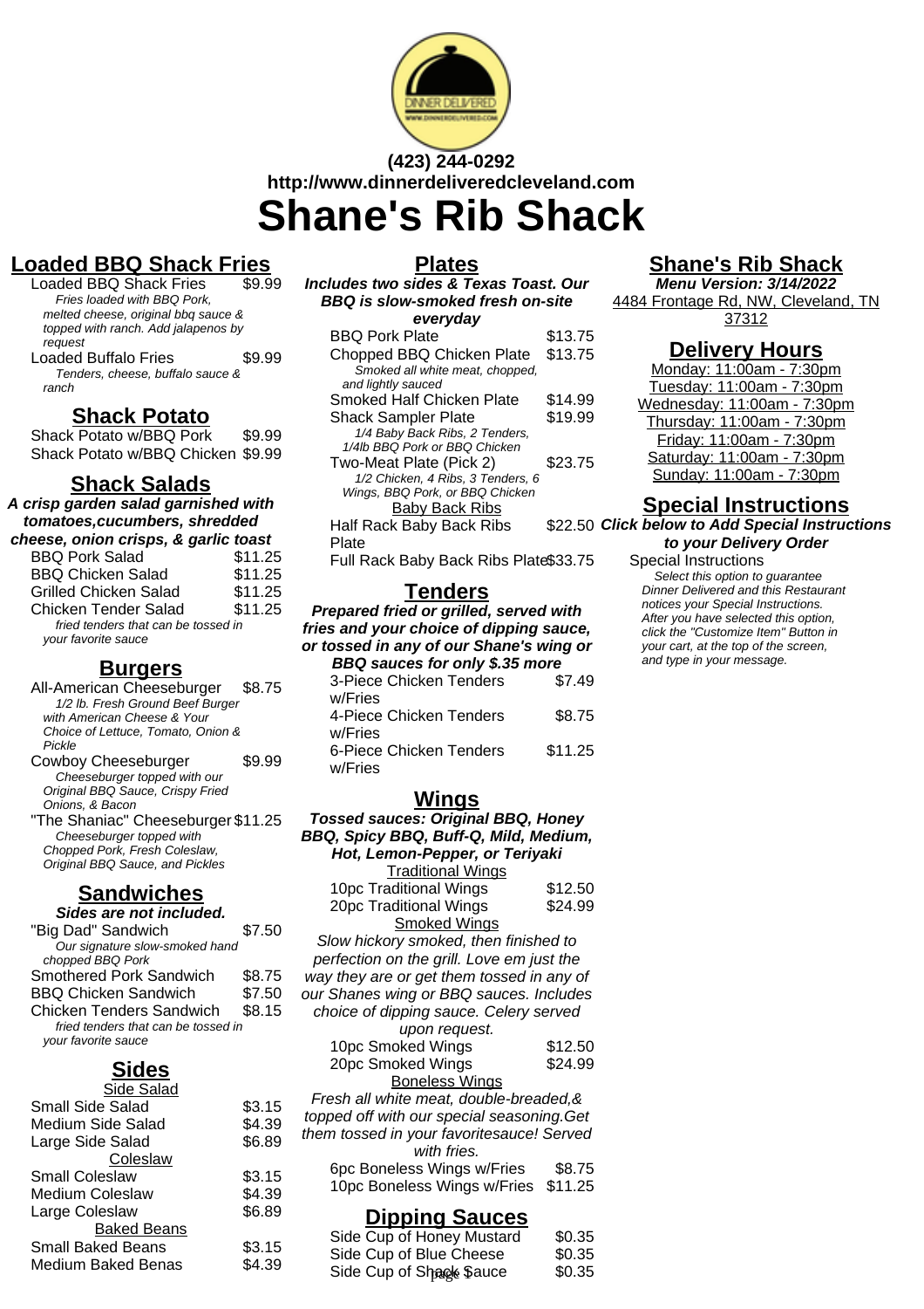**(423) 244-0292**
**http://www.dinnerdeliveredcleveland.com**

# Shane's Rib Shack

## Loaded BBQ Shack Fries

Loaded BBQ Shack Fries — $9.99
*Fries loaded with BBQ Pork, melted cheese, original bbq sauce & topped with ranch. Add jalapenos by request*

Loaded Buffalo Fries — $9.99
*Tenders, cheese, buffalo sauce & ranch*

## Shack Potato

Shack Potato w/BBQ Pork — $9.99
Shack Potato w/BBQ Chicken — $9.99

## Shack Salads

***A crisp garden salad garnished with tomatoes,cucumbers, shredded cheese, onion crisps, & garlic toast***

BBQ Pork Salad — $11.25
BBQ Chicken Salad — $11.25
Grilled Chicken Salad — $11.25
Chicken Tender Salad — $11.25
*fried tenders that can be tossed in your favorite sauce*

## Burgers

All-American Cheeseburger — $8.75
*1/2 lb. Fresh Ground Beef Burger with American Cheese & Your Choice of Lettuce, Tomato, Onion & Pickle*

Cowboy Cheeseburger — $9.99
*Cheeseburger topped with our Original BBQ Sauce, Crispy Fried Onions, & Bacon*

"The Shaniac" Cheeseburger — $11.25
*Cheeseburger topped with Chopped Pork, Fresh Coleslaw, Original BBQ Sauce, and Pickles*

## Sandwiches

***Sides are not included.***

"Big Dad" Sandwich — $7.50
*Our signature slow-smoked hand chopped BBQ Pork*

Smothered Pork Sandwich — $8.75
BBQ Chicken Sandwich — $7.50
Chicken Tenders Sandwich — $8.15
*fried tenders that can be tossed in your favorite sauce*

## Sides

Side Salad

Small Side Salad — $3.15
Medium Side Salad — $4.39
Large Side Salad — $6.89

Coleslaw

Small Coleslaw — $3.15
Medium Coleslaw — $4.39
Large Coleslaw — $6.89

Baked Beans

Small Baked Beans — $3.15
Medium Baked Benas — $4.39

## Plates

***Includes two sides & Texas Toast. Our BBQ is slow-smoked fresh on-site everyday***

BBQ Pork Plate — $13.75
Chopped BBQ Chicken Plate — $13.75
*Smoked all white meat, chopped, and lightly sauced*

Smoked Half Chicken Plate — $14.99
Shack Sampler Plate — $19.99
*1/4 Baby Back Ribs, 2 Tenders, 1/4lb BBQ Pork or BBQ Chicken*

Two-Meat Plate (Pick 2) — $23.75
*1/2 Chicken, 4 Ribs, 3 Tenders, 6 Wings, BBQ Pork, or BBQ Chicken*

Baby Back Ribs

Half Rack Baby Back Ribs Plate — $22.50
Full Rack Baby Back Ribs Plate — $33.75

## Tenders

***Prepared fried or grilled, served with fries and your choice of dipping sauce, or tossed in any of our Shane's wing or BBQ sauces for only $.35 more***

3-Piece Chicken Tenders w/Fries — $7.49
4-Piece Chicken Tenders w/Fries — $8.75
6-Piece Chicken Tenders w/Fries — $11.25

## Wings

***Tossed sauces: Original BBQ, Honey BBQ, Spicy BBQ, Buff-Q, Mild, Medium, Hot, Lemon-Pepper, or Teriyaki***

Traditional Wings

10pc Traditional Wings — $12.50
20pc Traditional Wings — $24.99

Smoked Wings

*Slow hickory smoked, then finished to perfection on the grill. Love em just the way they are or get them tossed in any of our Shanes wing or BBQ sauces. Includes choice of dipping sauce. Celery served upon request.*

10pc Smoked Wings — $12.50
20pc Smoked Wings — $24.99

Boneless Wings

*Fresh all white meat, double-breaded,& topped off with our special seasoning.Get them tossed in your favoritesauce! Served with fries.*

6pc Boneless Wings w/Fries — $8.75
10pc Boneless Wings w/Fries — $11.25

## Dipping Sauces

Side Cup of Honey Mustard — $0.35
Side Cup of Blue Cheese — $0.35
Side Cup of Shack Sauce — $0.35

## Shane's Rib Shack

**Menu Version: 3/14/2022**

4484 Frontage Rd, NW, Cleveland, TN 37312

## Delivery Hours

Monday: 11:00am - 7:30pm
Tuesday: 11:00am - 7:30pm
Wednesday: 11:00am - 7:30pm
Thursday: 11:00am - 7:30pm
Friday: 11:00am - 7:30pm
Saturday: 11:00am - 7:30pm
Sunday: 11:00am - 7:30pm

## Special Instructions

***Click below to Add Special Instructions to your Delivery Order***

Special Instructions
*Select this option to guarantee Dinner Delivered and this Restaurant notices your Special Instructions. After you have selected this option, click the "Customize Item" Button in your cart, at the top of the screen, and type in your message.*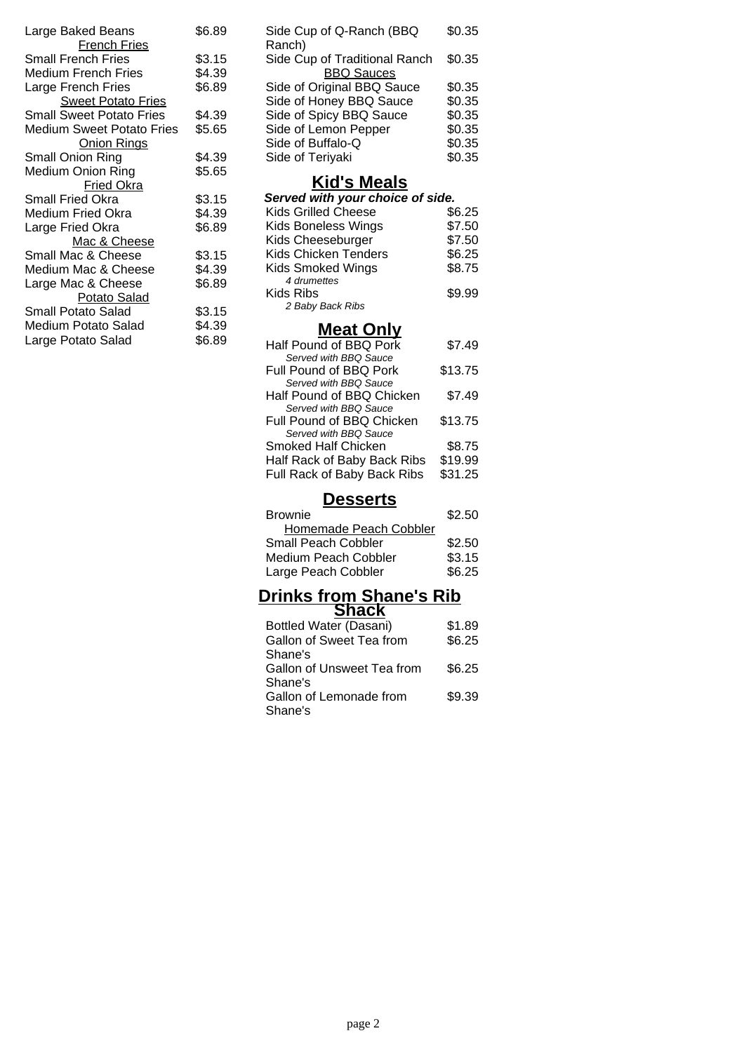| | |
|---|---|
| Large Baked Beans | $6.89 |
| **French Fries** | |
| Small French Fries | $3.15 |
| Medium French Fries | $4.39 |
| Large French Fries | $6.89 |
| **Sweet Potato Fries** | |
| Small Sweet Potato Fries | $4.39 |
| Medium Sweet Potato Fries | $5.65 |
| **Onion Rings** | |
| Small Onion Ring | $4.39 |
| Medium Onion Ring | $5.65 |
| **Fried Okra** | |
| Small Fried Okra | $3.15 |
| Medium Fried Okra | $4.39 |
| Large Fried Okra | $6.89 |
| **Mac & Cheese** | |
| Small Mac & Cheese | $3.15 |
| Medium Mac & Cheese | $4.39 |
| Large Mac & Cheese | $6.89 |
| **Potato Salad** | |
| Small Potato Salad | $3.15 |
| Medium Potato Salad | $4.39 |
| Large Potato Salad | $6.89 |

| | |
|---|---|
| Side Cup of Q-Ranch (BBQ Ranch) | $0.35 |
| Side Cup of Traditional Ranch | $0.35 |
| **BBQ Sauces** | |
| Side of Original BBQ Sauce | $0.35 |
| Side of Honey BBQ Sauce | $0.35 |
| Side of Spicy BBQ Sauce | $0.35 |
| Side of Lemon Pepper | $0.35 |
| Side of Buffalo-Q | $0.35 |
| Side of Teriyaki | $0.35 |

## Kid's Meals

***Served with your choice of side.***

| | |
|---|---|
| Kids Grilled Cheese | $6.25 |
| Kids Boneless Wings | $7.50 |
| Kids Cheeseburger | $7.50 |
| Kids Chicken Tenders | $6.25 |
| Kids Smoked Wings<br>*4 drumettes* | $8.75 |
| Kids Ribs<br>*2 Baby Back Ribs* | $9.99 |

## Meat Only

| | |
|---|---|
| Half Pound of BBQ Pork<br>*Served with BBQ Sauce* | $7.49 |
| Full Pound of BBQ Pork<br>*Served with BBQ Sauce* | $13.75 |
| Half Pound of BBQ Chicken<br>*Served with BBQ Sauce* | $7.49 |
| Full Pound of BBQ Chicken<br>*Served with BBQ Sauce* | $13.75 |
| Smoked Half Chicken | $8.75 |
| Half Rack of Baby Back Ribs | $19.99 |
| Full Rack of Baby Back Ribs | $31.25 |

## Desserts

| | |
|---|---|
| Brownie | $2.50 |
| **Homemade Peach Cobbler** | |
| Small Peach Cobbler | $2.50 |
| Medium Peach Cobbler | $3.15 |
| Large Peach Cobbler | $6.25 |

## Drinks from Shane's Rib Shack

| | |
|---|---|
| Bottled Water (Dasani) | $1.89 |
| Gallon of Sweet Tea from Shane's | $6.25 |
| Gallon of Unsweet Tea from Shane's | $6.25 |
| Gallon of Lemonade from Shane's | $9.39 |